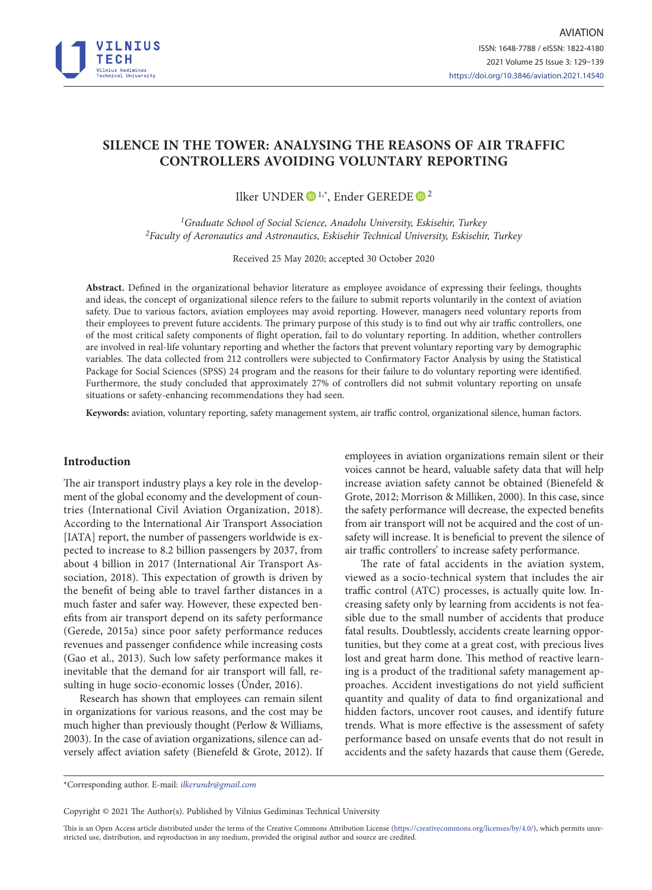# SILENCE IN THE TOWER: ANALYSING THE REASONS OF AIR TRAFFIC CONTROLLERS AVOIDING VOLUNTARY REPORTING

Ilker UNDER [1,*], Ender GEREDE [2]

[1] *Graduate School of Social Science, Anadolu University, Eskisehir, Turkey*
[2] *Faculty of Aeronautics and Astronautics, Eskisehir Technical University, Eskisehir, Turkey*

Received 25 May 2020; accepted 30 October 2020

**Abstract.** Defined in the organizational behavior literature as employee avoidance of expressing their feelings, thoughts and ideas, the concept of organizational silence refers to the failure to submit reports voluntarily in the context of aviation safety. Due to various factors, aviation employees may avoid reporting. However, managers need voluntary reports from their employees to prevent future accidents. The primary purpose of this study is to find out why air traffic controllers, one of the most critical safety components of flight operation, fail to do voluntary reporting. In addition, whether controllers are involved in real-life voluntary reporting and whether the factors that prevent voluntary reporting vary by demographic variables. The data collected from 212 controllers were subjected to Confirmatory Factor Analysis by using the Statistical Package for Social Sciences (SPSS) 24 program and the reasons for their failure to do voluntary reporting were identified. Furthermore, the study concluded that approximately 27% of controllers did not submit voluntary reporting on unsafe situations or safety-enhancing recommendations they had seen.

**Keywords:** aviation, voluntary reporting, safety management system, air traffic control, organizational silence, human factors.

## Introduction

The air transport industry plays a key role in the development of the global economy and the development of countries (International Civil Aviation Organization, 2018). According to the International Air Transport Association [IATA] report, the number of passengers worldwide is expected to increase to 8.2 billion passengers by 2037, from about 4 billion in 2017 (International Air Transport Association, 2018). This expectation of growth is driven by the benefit of being able to travel farther distances in a much faster and safer way. However, these expected benefits from air transport depend on its safety performance (Gerede, 2015a) since poor safety performance reduces revenues and passenger confidence while increasing costs (Gao et al., 2013). Such low safety performance makes it inevitable that the demand for air transport will fall, resulting in huge socio-economic losses (Ünder, 2016).

Research has shown that employees can remain silent in organizations for various reasons, and the cost may be much higher than previously thought (Perlow & Williams, 2003). In the case of aviation organizations, silence can adversely affect aviation safety (Bienefeld & Grote, 2012). If employees in aviation organizations remain silent or their voices cannot be heard, valuable safety data that will help increase aviation safety cannot be obtained (Bienefeld & Grote, 2012; Morrison & Milliken, 2000). In this case, since the safety performance will decrease, the expected benefits from air transport will not be acquired and the cost of unsafety will increase. It is beneficial to prevent the silence of air traffic controllers' to increase safety performance.

The rate of fatal accidents in the aviation system, viewed as a socio-technical system that includes the air traffic control (ATC) processes, is actually quite low. Increasing safety only by learning from accidents is not feasible due to the small number of accidents that produce fatal results. Doubtlessly, accidents create learning opportunities, but they come at a great cost, with precious lives lost and great harm done. This method of reactive learning is a product of the traditional safety management approaches. Accident investigations do not yield sufficient quantity and quality of data to find organizational and hidden factors, uncover root causes, and identify future trends. What is more effective is the assessment of safety performance based on unsafe events that do not result in accidents and the safety hazards that cause them (Gerede,

*Corresponding author. E-mail: *ilkerundr@gmail.com*

Copyright © 2021 The Author(s). Published by Vilnius Gediminas Technical University

This is an Open Access article distributed under the terms of the Creative Commons Attribution License (https://creativecommons.org/licenses/by/4.0/), which permits unrestricted use, distribution, and reproduction in any medium, provided the original author and source are credited.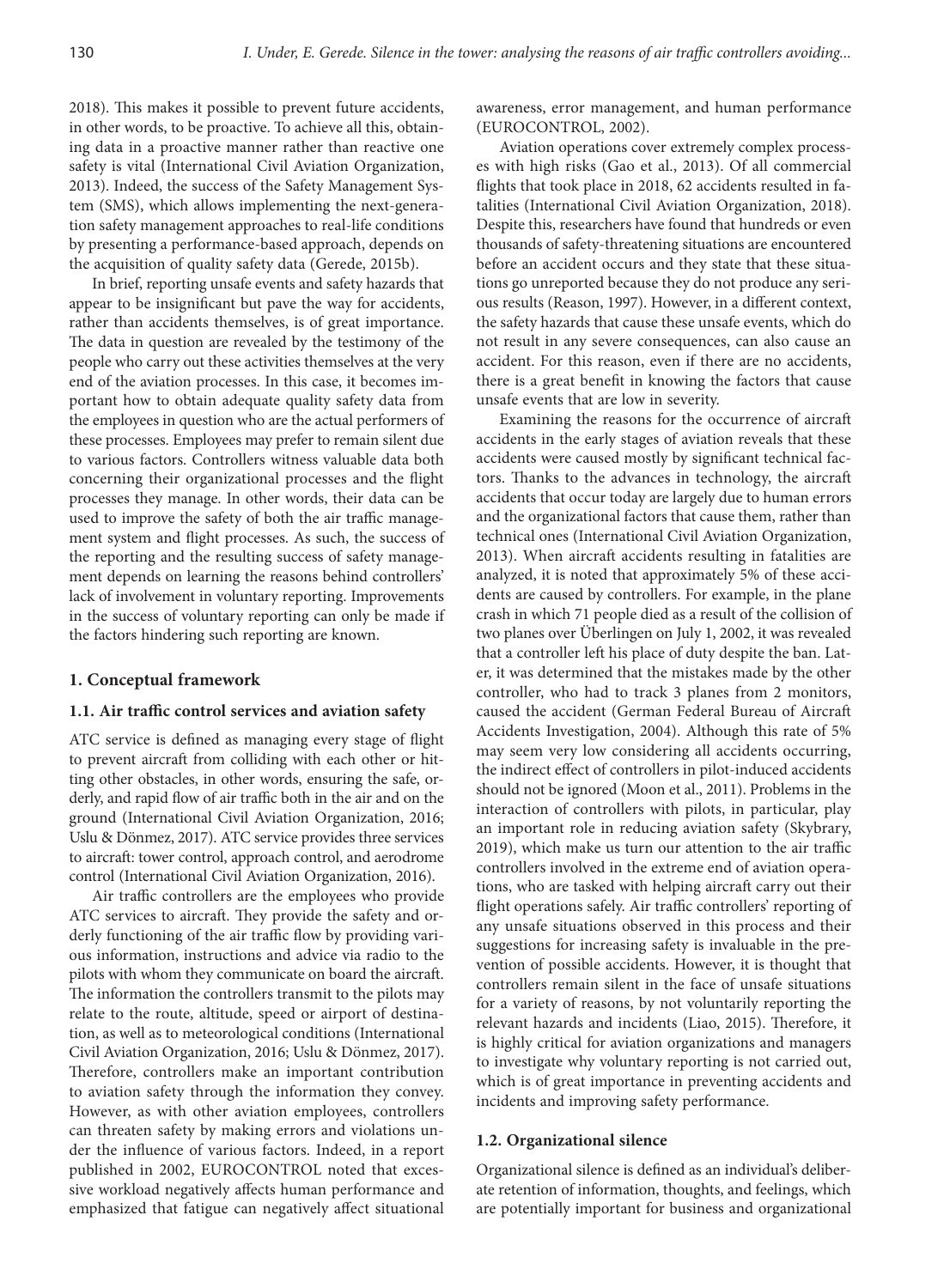2018). This makes it possible to prevent future accidents, in other words, to be proactive. To achieve all this, obtaining data in a proactive manner rather than reactive one safety is vital (International Civil Aviation Organization, 2013). Indeed, the success of the Safety Management System (SMS), which allows implementing the next-generation safety management approaches to real-life conditions by presenting a performance-based approach, depends on the acquisition of quality safety data (Gerede, 2015b).

In brief, reporting unsafe events and safety hazards that appear to be insignificant but pave the way for accidents, rather than accidents themselves, is of great importance. The data in question are revealed by the testimony of the people who carry out these activities themselves at the very end of the aviation processes. In this case, it becomes important how to obtain adequate quality safety data from the employees in question who are the actual performers of these processes. Employees may prefer to remain silent due to various factors. Controllers witness valuable data both concerning their organizational processes and the flight processes they manage. In other words, their data can be used to improve the safety of both the air traffic management system and flight processes. As such, the success of the reporting and the resulting success of safety management depends on learning the reasons behind controllers' lack of involvement in voluntary reporting. Improvements in the success of voluntary reporting can only be made if the factors hindering such reporting are known.

## 1. Conceptual framework

### 1.1. Air traffic control services and aviation safety

ATC service is defined as managing every stage of flight to prevent aircraft from colliding with each other or hitting other obstacles, in other words, ensuring the safe, orderly, and rapid flow of air traffic both in the air and on the ground (International Civil Aviation Organization, 2016; Uslu & Dönmez, 2017). ATC service provides three services to aircraft: tower control, approach control, and aerodrome control (International Civil Aviation Organization, 2016).

Air traffic controllers are the employees who provide ATC services to aircraft. They provide the safety and orderly functioning of the air traffic flow by providing various information, instructions and advice via radio to the pilots with whom they communicate on board the aircraft. The information the controllers transmit to the pilots may relate to the route, altitude, speed or airport of destination, as well as to meteorological conditions (International Civil Aviation Organization, 2016; Uslu & Dönmez, 2017). Therefore, controllers make an important contribution to aviation safety through the information they convey. However, as with other aviation employees, controllers can threaten safety by making errors and violations under the influence of various factors. Indeed, in a report published in 2002, EUROCONTROL noted that excessive workload negatively affects human performance and emphasized that fatigue can negatively affect situational awareness, error management, and human performance (EUROCONTROL, 2002).

Aviation operations cover extremely complex processes with high risks (Gao et al., 2013). Of all commercial flights that took place in 2018, 62 accidents resulted in fatalities (International Civil Aviation Organization, 2018). Despite this, researchers have found that hundreds or even thousands of safety-threatening situations are encountered before an accident occurs and they state that these situations go unreported because they do not produce any serious results (Reason, 1997). However, in a different context, the safety hazards that cause these unsafe events, which do not result in any severe consequences, can also cause an accident. For this reason, even if there are no accidents, there is a great benefit in knowing the factors that cause unsafe events that are low in severity.

Examining the reasons for the occurrence of aircraft accidents in the early stages of aviation reveals that these accidents were caused mostly by significant technical factors. Thanks to the advances in technology, the aircraft accidents that occur today are largely due to human errors and the organizational factors that cause them, rather than technical ones (International Civil Aviation Organization, 2013). When aircraft accidents resulting in fatalities are analyzed, it is noted that approximately 5% of these accidents are caused by controllers. For example, in the plane crash in which 71 people died as a result of the collision of two planes over Überlingen on July 1, 2002, it was revealed that a controller left his place of duty despite the ban. Later, it was determined that the mistakes made by the other controller, who had to track 3 planes from 2 monitors, caused the accident (German Federal Bureau of Aircraft Accidents Investigation, 2004). Although this rate of 5% may seem very low considering all accidents occurring, the indirect effect of controllers in pilot-induced accidents should not be ignored (Moon et al., 2011). Problems in the interaction of controllers with pilots, in particular, play an important role in reducing aviation safety (Skybrary, 2019), which make us turn our attention to the air traffic controllers involved in the extreme end of aviation operations, who are tasked with helping aircraft carry out their flight operations safely. Air traffic controllers' reporting of any unsafe situations observed in this process and their suggestions for increasing safety is invaluable in the prevention of possible accidents. However, it is thought that controllers remain silent in the face of unsafe situations for a variety of reasons, by not voluntarily reporting the relevant hazards and incidents (Liao, 2015). Therefore, it is highly critical for aviation organizations and managers to investigate why voluntary reporting is not carried out, which is of great importance in preventing accidents and incidents and improving safety performance.

### 1.2. Organizational silence

Organizational silence is defined as an individual's deliberate retention of information, thoughts, and feelings, which are potentially important for business and organizational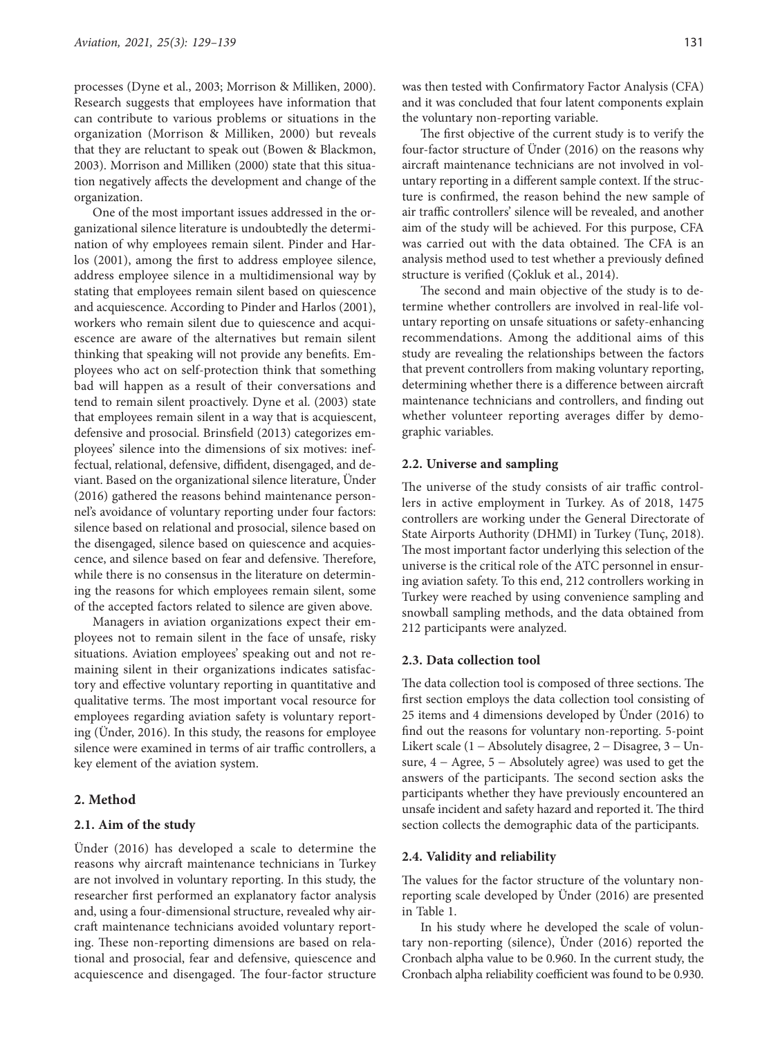processes (Dyne et al., 2003; Morrison & Milliken, 2000). Research suggests that employees have information that can contribute to various problems or situations in the organization (Morrison & Milliken, 2000) but reveals that they are reluctant to speak out (Bowen & Blackmon, 2003). Morrison and Milliken (2000) state that this situation negatively affects the development and change of the organization.

One of the most important issues addressed in the organizational silence literature is undoubtedly the determination of why employees remain silent. Pinder and Harlos (2001), among the first to address employee silence, address employee silence in a multidimensional way by stating that employees remain silent based on quiescence and acquiescence. According to Pinder and Harlos (2001), workers who remain silent due to quiescence and acquiescence are aware of the alternatives but remain silent thinking that speaking will not provide any benefits. Employees who act on self-protection think that something bad will happen as a result of their conversations and tend to remain silent proactively. Dyne et al. (2003) state that employees remain silent in a way that is acquiescent, defensive and prosocial. Brinsfield (2013) categorizes employees' silence into the dimensions of six motives: ineffectual, relational, defensive, diffident, disengaged, and deviant. Based on the organizational silence literature, Ünder (2016) gathered the reasons behind maintenance personnel's avoidance of voluntary reporting under four factors: silence based on relational and prosocial, silence based on the disengaged, silence based on quiescence and acquiescence, and silence based on fear and defensive. Therefore, while there is no consensus in the literature on determining the reasons for which employees remain silent, some of the accepted factors related to silence are given above.

Managers in aviation organizations expect their employees not to remain silent in the face of unsafe, risky situations. Aviation employees' speaking out and not remaining silent in their organizations indicates satisfactory and effective voluntary reporting in quantitative and qualitative terms. The most important vocal resource for employees regarding aviation safety is voluntary reporting (Ünder, 2016). In this study, the reasons for employee silence were examined in terms of air traffic controllers, a key element of the aviation system.

## 2. Method

### 2.1. Aim of the study

Ünder (2016) has developed a scale to determine the reasons why aircraft maintenance technicians in Turkey are not involved in voluntary reporting. In this study, the researcher first performed an explanatory factor analysis and, using a four-dimensional structure, revealed why aircraft maintenance technicians avoided voluntary reporting. These non-reporting dimensions are based on relational and prosocial, fear and defensive, quiescence and acquiescence and disengaged. The four-factor structure was then tested with Confirmatory Factor Analysis (CFA) and it was concluded that four latent components explain the voluntary non-reporting variable.

The first objective of the current study is to verify the four-factor structure of Ünder (2016) on the reasons why aircraft maintenance technicians are not involved in voluntary reporting in a different sample context. If the structure is confirmed, the reason behind the new sample of air traffic controllers' silence will be revealed, and another aim of the study will be achieved. For this purpose, CFA was carried out with the data obtained. The CFA is an analysis method used to test whether a previously defined structure is verified (Çokluk et al., 2014).

The second and main objective of the study is to determine whether controllers are involved in real-life voluntary reporting on unsafe situations or safety-enhancing recommendations. Among the additional aims of this study are revealing the relationships between the factors that prevent controllers from making voluntary reporting, determining whether there is a difference between aircraft maintenance technicians and controllers, and finding out whether volunteer reporting averages differ by demographic variables.

### 2.2. Universe and sampling

The universe of the study consists of air traffic controllers in active employment in Turkey. As of 2018, 1475 controllers are working under the General Directorate of State Airports Authority (DHMI) in Turkey (Tunç, 2018). The most important factor underlying this selection of the universe is the critical role of the ATC personnel in ensuring aviation safety. To this end, 212 controllers working in Turkey were reached by using convenience sampling and snowball sampling methods, and the data obtained from 212 participants were analyzed.

### 2.3. Data collection tool

The data collection tool is composed of three sections. The first section employs the data collection tool consisting of 25 items and 4 dimensions developed by Ünder (2016) to find out the reasons for voluntary non-reporting. 5-point Likert scale (1 – Absolutely disagree, 2 – Disagree, 3 – Unsure, 4 – Agree, 5 – Absolutely agree) was used to get the answers of the participants. The second section asks the participants whether they have previously encountered an unsafe incident and safety hazard and reported it. The third section collects the demographic data of the participants.

### 2.4. Validity and reliability

The values for the factor structure of the voluntary non-reporting scale developed by Ünder (2016) are presented in Table 1.

In his study where he developed the scale of voluntary non-reporting (silence), Ünder (2016) reported the Cronbach alpha value to be 0.960. In the current study, the Cronbach alpha reliability coefficient was found to be 0.930.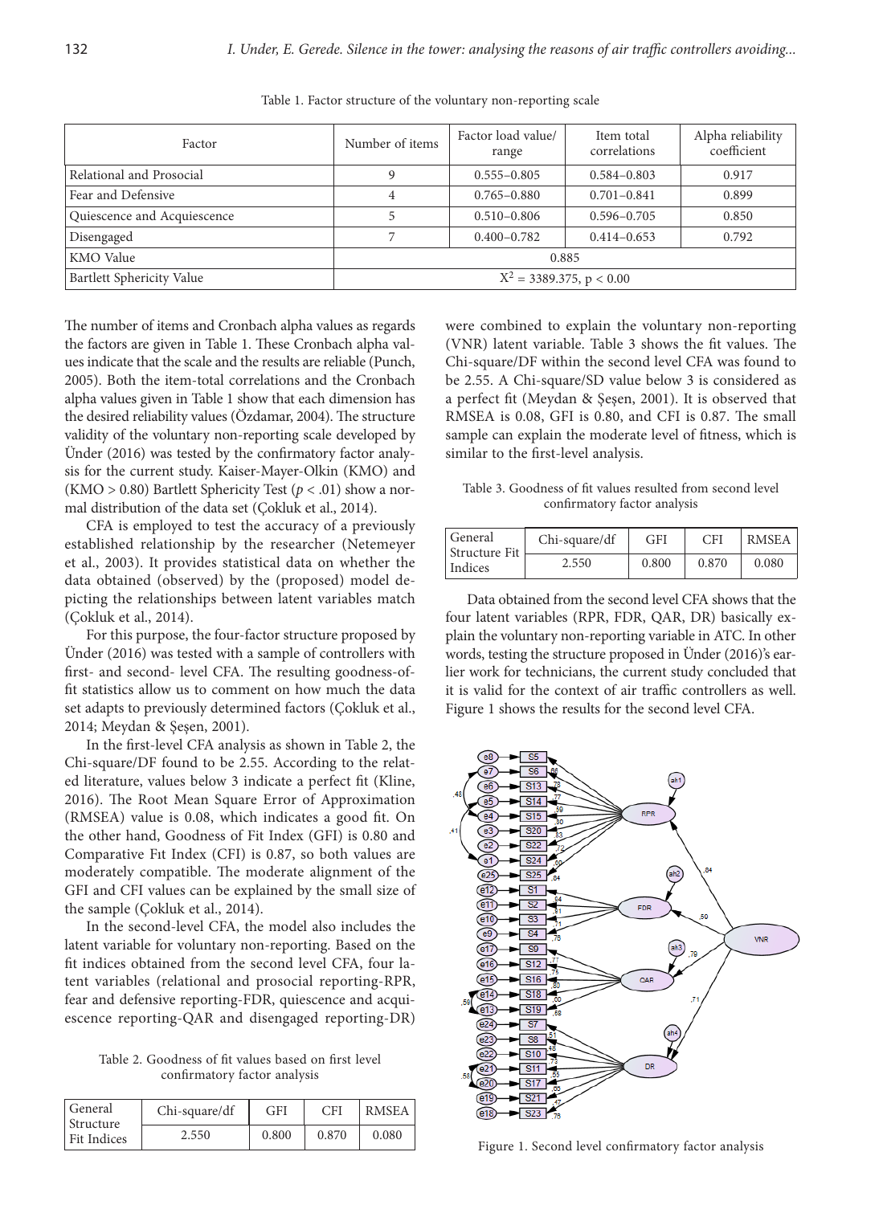Table 1. Factor structure of the voluntary non-reporting scale

| Factor | Number of items | Factor load value/ range | Item total correlations | Alpha reliability coefficient |
|---|---|---|---|---|
| Relational and Prosocial | 9 | 0.555–0.805 | 0.584–0.803 | 0.917 |
| Fear and Defensive | 4 | 0.765–0.880 | 0.701–0.841 | 0.899 |
| Quiescence and Acquiescence | 5 | 0.510–0.806 | 0.596–0.705 | 0.850 |
| Disengaged | 7 | 0.400–0.782 | 0.414–0.653 | 0.792 |
| KMO Value | 0.885 | | | |
| Bartlett Sphericity Value | $X^2$ = 3389.375, p < 0.00 | | | |

The number of items and Cronbach alpha values as regards the factors are given in Table 1. These Cronbach alpha values indicate that the scale and the results are reliable (Punch, 2005). Both the item-total correlations and the Cronbach alpha values given in Table 1 show that each dimension has the desired reliability values (Özdamar, 2004). The structure validity of the voluntary non-reporting scale developed by Ünder (2016) was tested by the confirmatory factor analysis for the current study. Kaiser-Mayer-Olkin (KMO) and (KMO > 0.80) Bartlett Sphericity Test ($p < .01$) show a normal distribution of the data set (Çokluk et al., 2014).

CFA is employed to test the accuracy of a previously established relationship by the researcher (Netemeyer et al., 2003). It provides statistical data on whether the data obtained (observed) by the (proposed) model depicting the relationships between latent variables match (Çokluk et al., 2014).

For this purpose, the four-factor structure proposed by Ünder (2016) was tested with a sample of controllers with first- and second- level CFA. The resulting goodness-of-fit statistics allow us to comment on how much the data set adapts to previously determined factors (Çokluk et al., 2014; Meydan & Şeşen, 2001).

In the first-level CFA analysis as shown in Table 2, the Chi-square/DF found to be 2.55. According to the related literature, values below 3 indicate a perfect fit (Kline, 2016). The Root Mean Square Error of Approximation (RMSEA) value is 0.08, which indicates a good fit. On the other hand, Goodness of Fit Index (GFI) is 0.80 and Comparative Fıt Index (CFI) is 0.87, so both values are moderately compatible. The moderate alignment of the GFI and CFI values can be explained by the small size of the sample (Çokluk et al., 2014).

In the second-level CFA, the model also includes the latent variable for voluntary non-reporting. Based on the fit indices obtained from the second level CFA, four latent variables (relational and prosocial reporting-RPR, fear and defensive reporting-FDR, quiescence and acquiescence reporting-QAR and disengaged reporting-DR) were combined to explain the voluntary non-reporting (VNR) latent variable. Table 3 shows the fit values. The Chi-square/DF within the second level CFA was found to be 2.55. A Chi-square/SD value below 3 is considered as a perfect fit (Meydan & Şeşen, 2001). It is observed that RMSEA is 0.08, GFI is 0.80, and CFI is 0.87. The small sample can explain the moderate level of fitness, which is similar to the first-level analysis.

Table 2. Goodness of fit values based on first level confirmatory factor analysis

| General Structure Fit Indices | Chi-square/df | GFI | CFI | RMSEA |
|---|---|---|---|---|
| | 2.550 | 0.800 | 0.870 | 0.080 |

Table 3. Goodness of fit values resulted from second level confirmatory factor analysis

| General Structure Fit Indices | Chi-square/df | GFI | CFI | RMSEA |
|---|---|---|---|---|
| | 2.550 | 0.800 | 0.870 | 0.080 |

Data obtained from the second level CFA shows that the four latent variables (RPR, FDR, QAR, DR) basically explain the voluntary non-reporting variable in ATC. In other words, testing the structure proposed in Ünder (2016)'s earlier work for technicians, the current study concluded that it is valid for the context of air traffic controllers as well. Figure 1 shows the results for the second level CFA.

Figure 1. Second level confirmatory factor analysis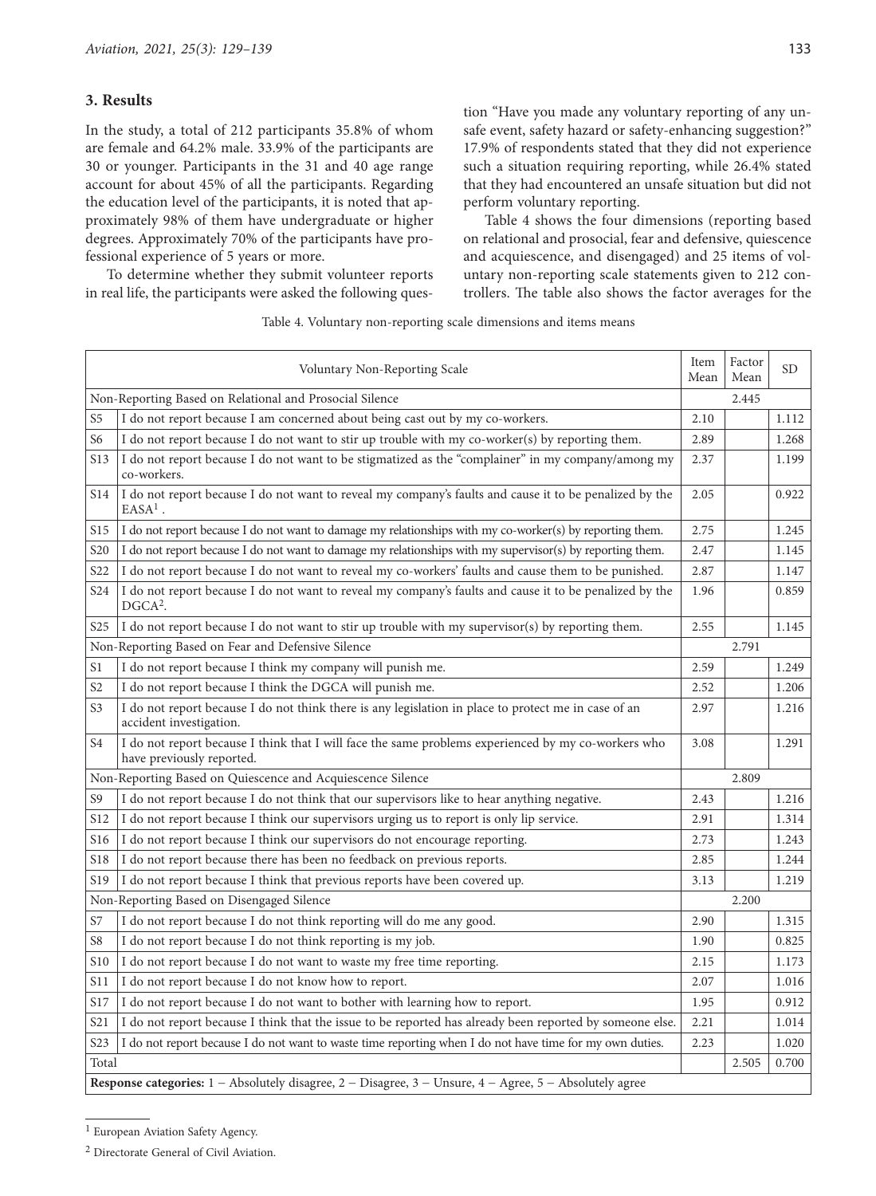## 3. Results

In the study, a total of 212 participants 35.8% of whom are female and 64.2% male. 33.9% of the participants are 30 or younger. Participants in the 31 and 40 age range account for about 45% of all the participants. Regarding the education level of the participants, it is noted that approximately 98% of them have undergraduate or higher degrees. Approximately 70% of the participants have professional experience of 5 years or more.

To determine whether they submit volunteer reports in real life, the participants were asked the following question "Have you made any voluntary reporting of any unsafe event, safety hazard or safety-enhancing suggestion?" 17.9% of respondents stated that they did not experience such a situation requiring reporting, while 26.4% stated that they had encountered an unsafe situation but did not perform voluntary reporting.

Table 4 shows the four dimensions (reporting based on relational and prosocial, fear and defensive, quiescence and acquiescence, and disengaged) and 25 items of voluntary non-reporting scale statements given to 212 controllers. The table also shows the factor averages for the

Table 4. Voluntary non-reporting scale dimensions and items means

| | Voluntary Non-Reporting Scale | Item Mean | Factor Mean | SD |
|---|---|---|---|---|
| Non-Reporting Based on Relational and Prosocial Silence | | | 2.445 | |
| S5 | I do not report because I am concerned about being cast out by my co-workers. | 2.10 | | 1.112 |
| S6 | I do not report because I do not want to stir up trouble with my co-worker(s) by reporting them. | 2.89 | | 1.268 |
| S13 | I do not report because I do not want to be stigmatized as the "complainer" in my company/among my co-workers. | 2.37 | | 1.199 |
| S14 | I do not report because I do not want to reveal my company's faults and cause it to be penalized by the EASA[1]. | 2.05 | | 0.922 |
| S15 | I do not report because I do not want to damage my relationships with my co-worker(s) by reporting them. | 2.75 | | 1.245 |
| S20 | I do not report because I do not want to damage my relationships with my supervisor(s) by reporting them. | 2.47 | | 1.145 |
| S22 | I do not report because I do not want to reveal my co-workers' faults and cause them to be punished. | 2.87 | | 1.147 |
| S24 | I do not report because I do not want to reveal my company's faults and cause it to be penalized by the DGCA[2]. | 1.96 | | 0.859 |
| S25 | I do not report because I do not want to stir up trouble with my supervisor(s) by reporting them. | 2.55 | | 1.145 |
| Non-Reporting Based on Fear and Defensive Silence | | | 2.791 | |
| S1 | I do not report because I think my company will punish me. | 2.59 | | 1.249 |
| S2 | I do not report because I think the DGCA will punish me. | 2.52 | | 1.206 |
| S3 | I do not report because I do not think there is any legislation in place to protect me in case of an accident investigation. | 2.97 | | 1.216 |
| S4 | I do not report because I think that I will face the same problems experienced by my co-workers who have previously reported. | 3.08 | | 1.291 |
| Non-Reporting Based on Quiescence and Acquiescence Silence | | | 2.809 | |
| S9 | I do not report because I do not think that our supervisors like to hear anything negative. | 2.43 | | 1.216 |
| S12 | I do not report because I think our supervisors urging us to report is only lip service. | 2.91 | | 1.314 |
| S16 | I do not report because I think our supervisors do not encourage reporting. | 2.73 | | 1.243 |
| S18 | I do not report because there has been no feedback on previous reports. | 2.85 | | 1.244 |
| S19 | I do not report because I think that previous reports have been covered up. | 3.13 | | 1.219 |
| Non-Reporting Based on Disengaged Silence | | | 2.200 | |
| S7 | I do not report because I do not think reporting will do me any good. | 2.90 | | 1.315 |
| S8 | I do not report because I do not think reporting is my job. | 1.90 | | 0.825 |
| S10 | I do not report because I do not want to waste my free time reporting. | 2.15 | | 1.173 |
| S11 | I do not report because I do not know how to report. | 2.07 | | 1.016 |
| S17 | I do not report because I do not want to bother with learning how to report. | 1.95 | | 0.912 |
| S21 | I do not report because I think that the issue to be reported has already been reported by someone else. | 2.21 | | 1.014 |
| S23 | I do not report because I do not want to waste time reporting when I do not have time for my own duties. | 2.23 | | 1.020 |
| Total | | | 2.505 | 0.700 |

**Response categories:** 1 – Absolutely disagree, 2 – Disagree, 3 – Unsure, 4 – Agree, 5 – Absolutely agree

[1] European Aviation Safety Agency.

[2] Directorate General of Civil Aviation.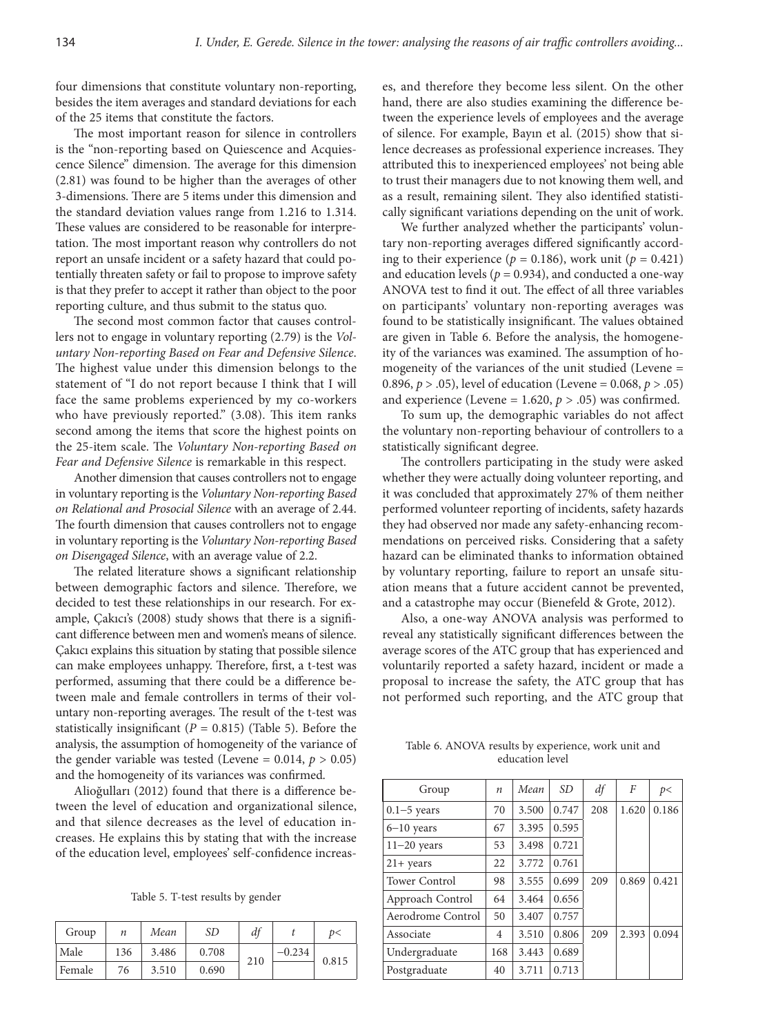four dimensions that constitute voluntary non-reporting, besides the item averages and standard deviations for each of the 25 items that constitute the factors.

The most important reason for silence in controllers is the "non-reporting based on Quiescence and Acquiescence Silence" dimension. The average for this dimension (2.81) was found to be higher than the averages of other 3-dimensions. There are 5 items under this dimension and the standard deviation values range from 1.216 to 1.314. These values are considered to be reasonable for interpretation. The most important reason why controllers do not report an unsafe incident or a safety hazard that could potentially threaten safety or fail to propose to improve safety is that they prefer to accept it rather than object to the poor reporting culture, and thus submit to the status quo.

The second most common factor that causes controllers not to engage in voluntary reporting (2.79) is the *Voluntary Non-reporting Based on Fear and Defensive Silence*. The highest value under this dimension belongs to the statement of "I do not report because I think that I will face the same problems experienced by my co-workers who have previously reported." (3.08). This item ranks second among the items that score the highest points on the 25-item scale. The *Voluntary Non-reporting Based on Fear and Defensive Silence* is remarkable in this respect.

Another dimension that causes controllers not to engage in voluntary reporting is the *Voluntary Non-reporting Based on Relational and Prosocial Silence* with an average of 2.44. The fourth dimension that causes controllers not to engage in voluntary reporting is the *Voluntary Non-reporting Based on Disengaged Silence*, with an average value of 2.2.

The related literature shows a significant relationship between demographic factors and silence. Therefore, we decided to test these relationships in our research. For example, Çakıcı's (2008) study shows that there is a significant difference between men and women's means of silence. Çakıcı explains this situation by stating that possible silence can make employees unhappy. Therefore, first, a t-test was performed, assuming that there could be a difference between male and female controllers in terms of their voluntary non-reporting averages. The result of the t-test was statistically insignificant ($P = 0.815$) (Table 5). Before the analysis, the assumption of homogeneity of the variance of the gender variable was tested (Levene = 0.014, $p > 0.05$) and the homogeneity of its variances was confirmed.

Alioğulları (2012) found that there is a difference between the level of education and organizational silence, and that silence decreases as the level of education increases. He explains this by stating that with the increase of the education level, employees' self-confidence increases, and therefore they become less silent. On the other hand, there are also studies examining the difference between the experience levels of employees and the average of silence. For example, Bayın et al. (2015) show that silence decreases as professional experience increases. They attributed this to inexperienced employees' not being able to trust their managers due to not knowing them well, and as a result, remaining silent. They also identified statistically significant variations depending on the unit of work.

Table 5. T-test results by gender

| Group | $n$ | *Mean* | *SD* | *df* | *t* | *p<* |
|---|---|---|---|---|---|---|
| Male | 136 | 3.486 | 0.708 | 210 | −0.234 | 0.815 |
| Female | 76 | 3.510 | 0.690 | | | |

We further analyzed whether the participants' voluntary non-reporting averages differed significantly according to their experience ($p = 0.186$), work unit ($p = 0.421$) and education levels ($p = 0.934$), and conducted a one-way ANOVA test to find it out. The effect of all three variables on participants' voluntary non-reporting averages was found to be statistically insignificant. The values obtained are given in Table 6. Before the analysis, the homogeneity of the variances was examined. The assumption of homogeneity of the variances of the unit studied (Levene = 0.896, $p > .05$), level of education (Levene = 0.068, $p > .05$) and experience (Levene = 1.620, $p > .05$) was confirmed.

To sum up, the demographic variables do not affect the voluntary non-reporting behaviour of controllers to a statistically significant degree.

The controllers participating in the study were asked whether they were actually doing volunteer reporting, and it was concluded that approximately 27% of them neither performed volunteer reporting of incidents, safety hazards they had observed nor made any safety-enhancing recommendations on perceived risks. Considering that a safety hazard can be eliminated thanks to information obtained by voluntary reporting, failure to report an unsafe situation means that a future accident cannot be prevented, and a catastrophe may occur (Bienefeld & Grote, 2012).

Also, a one-way ANOVA analysis was performed to reveal any statistically significant differences between the average scores of the ATC group that has experienced and voluntarily reported a safety hazard, incident or made a proposal to increase the safety, the ATC group that has not performed such reporting, and the ATC group that

Table 6. ANOVA results by experience, work unit and education level

| Group | $n$ | *Mean* | *SD* | *df* | *F* | *p<* |
|---|---|---|---|---|---|---|
| 0.1–5 years | 70 | 3.500 | 0.747 | 208 | 1.620 | 0.186 |
| 6–10 years | 67 | 3.395 | 0.595 | | | |
| 11–20 years | 53 | 3.498 | 0.721 | | | |
| 21+ years | 22 | 3.772 | 0.761 | | | |
| Tower Control | 98 | 3.555 | 0.699 | 209 | 0.869 | 0.421 |
| Approach Control | 64 | 3.464 | 0.656 | | | |
| Aerodrome Control | 50 | 3.407 | 0.757 | | | |
| Associate | 4 | 3.510 | 0.806 | 209 | 2.393 | 0.094 |
| Undergraduate | 168 | 3.443 | 0.689 | | | |
| Postgraduate | 40 | 3.711 | 0.713 | | | |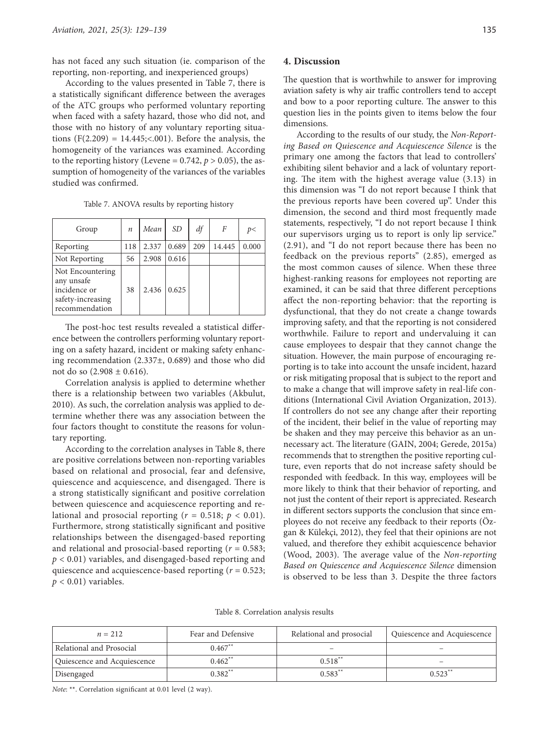has not faced any such situation (ie. comparison of the reporting, non-reporting, and inexperienced groups)

According to the values presented in Table 7, there is a statistically significant difference between the averages of the ATC groups who performed voluntary reporting when faced with a safety hazard, those who did not, and those with no history of any voluntary reporting situations ($F(2.209) = 14.445; < .001$). Before the analysis, the homogeneity of the variances was examined. According to the reporting history (Levene = 0.742, $p > 0.05$), the assumption of homogeneity of the variances of the variables studied was confirmed.

Table 7. ANOVA results by reporting history

| Group | *n* | *Mean* | *SD* | *df* | *F* | *p<* |
|---|---|---|---|---|---|---|
| Reporting | 118 | 2.337 | 0.689 | 209 | 14.445 | 0.000 |
| Not Reporting | 56 | 2.908 | 0.616 | | | |
| Not Encountering any unsafe incidence or safety-increasing recommendation | 38 | 2.436 | 0.625 | | | |

The post-hoc test results revealed a statistical difference between the controllers performing voluntary reporting on a safety hazard, incident or making safety enhancing recommendation (2.337±, 0.689) and those who did not do so (2.908 ± 0.616).

Correlation analysis is applied to determine whether there is a relationship between two variables (Akbulut, 2010). As such, the correlation analysis was applied to determine whether there was any association between the four factors thought to constitute the reasons for voluntary reporting.

According to the correlation analyses in Table 8, there are positive correlations between non-reporting variables based on relational and prosocial, fear and defensive, quiescence and acquiescence, and disengaged. There is a strong statistically significant and positive correlation between quiescence and acquiescence reporting and relational and prosocial reporting ($r = 0.518$; $p < 0.01$). Furthermore, strong statistically significant and positive relationships between the disengaged-based reporting and relational and prosocial-based reporting ($r = 0.583$; $p < 0.01$) variables, and disengaged-based reporting and quiescence and acquiescence-based reporting ($r = 0.523$; $p < 0.01$) variables.

## 4. Discussion

The question that is worthwhile to answer for improving aviation safety is why air traffic controllers tend to accept and bow to a poor reporting culture. The answer to this question lies in the points given to items below the four dimensions.

According to the results of our study, the *Non-Reporting Based on Quiescence and Acquiescence Silence* is the primary one among the factors that lead to controllers' exhibiting silent behavior and a lack of voluntary reporting. The item with the highest average value (3.13) in this dimension was "I do not report because I think that the previous reports have been covered up". Under this dimension, the second and third most frequently made statements, respectively, "I do not report because I think our supervisors urging us to report is only lip service." (2.91), and "I do not report because there has been no feedback on the previous reports" (2.85), emerged as the most common causes of silence. When these three highest-ranking reasons for employees not reporting are examined, it can be said that three different perceptions affect the non-reporting behavior: that the reporting is dysfunctional, that they do not create a change towards improving safety, and that the reporting is not considered worthwhile. Failure to report and undervaluing it can cause employees to despair that they cannot change the situation. However, the main purpose of encouraging reporting is to take into account the unsafe incident, hazard or risk mitigating proposal that is subject to the report and to make a change that will improve safety in real-life conditions (International Civil Aviation Organization, 2013). If controllers do not see any change after their reporting of the incident, their belief in the value of reporting may be shaken and they may perceive this behavior as an unnecessary act. The literature (GAIN, 2004; Gerede, 2015a) recommends that to strengthen the positive reporting culture, even reports that do not increase safety should be responded with feedback. In this way, employees will be more likely to think that their behavior of reporting, and not just the content of their report is appreciated. Research in different sectors supports the conclusion that since employees do not receive any feedback to their reports (Özgan & Külekçi, 2012), they feel that their opinions are not valued, and therefore they exhibit acquiescence behavior (Wood, 2003). The average value of the *Non-reporting Based on Quiescence and Acquiescence Silence* dimension is observed to be less than 3. Despite the three factors

Table 8. Correlation analysis results

| $n = 212$ | Fear and Defensive | Relational and prosocial | Quiescence and Acquiescence |
|---|---|---|---|
| Relational and Prosocial | 0.467** | – | – |
| Quiescence and Acquiescence | 0.462** | 0.518** | – |
| Disengaged | 0.382** | 0.583** | 0.523** |

*Note*: **. Correlation significant at 0.01 level (2 way).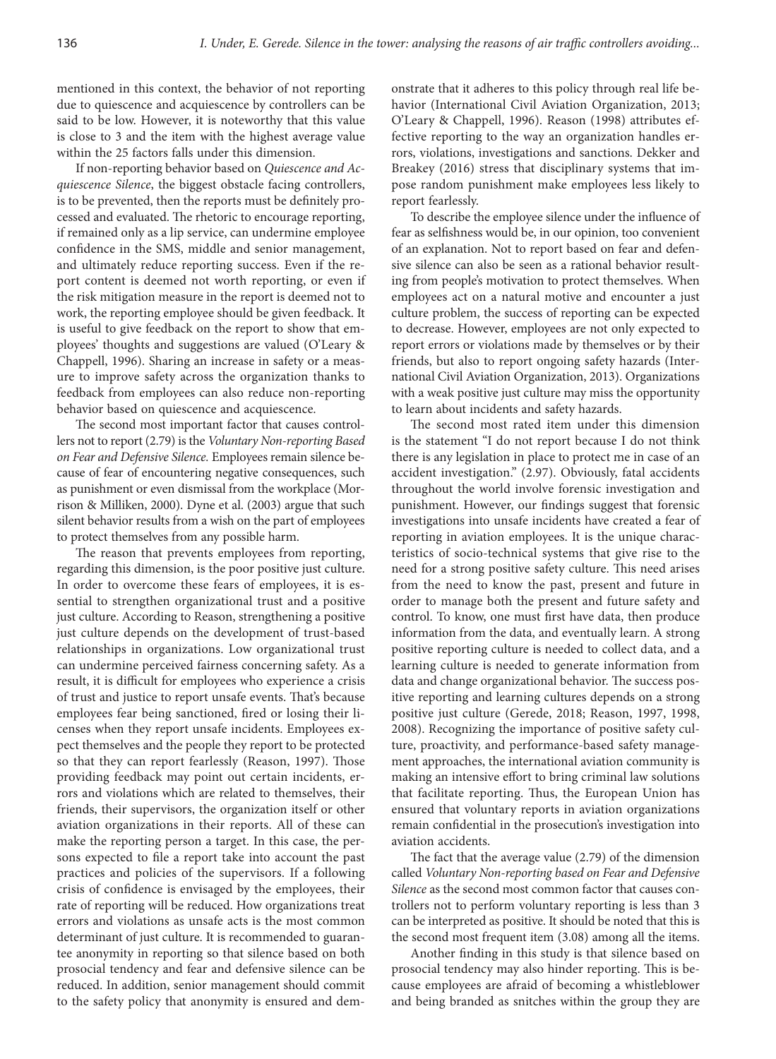mentioned in this context, the behavior of not reporting due to quiescence and acquiescence by controllers can be said to be low. However, it is noteworthy that this value is close to 3 and the item with the highest average value within the 25 factors falls under this dimension.

If non-reporting behavior based on *Quiescence and Acquiescence Silence*, the biggest obstacle facing controllers, is to be prevented, then the reports must be definitely processed and evaluated. The rhetoric to encourage reporting, if remained only as a lip service, can undermine employee confidence in the SMS, middle and senior management, and ultimately reduce reporting success. Even if the report content is deemed not worth reporting, or even if the risk mitigation measure in the report is deemed not to work, the reporting employee should be given feedback. It is useful to give feedback on the report to show that employees' thoughts and suggestions are valued (O'Leary & Chappell, 1996). Sharing an increase in safety or a measure to improve safety across the organization thanks to feedback from employees can also reduce non-reporting behavior based on quiescence and acquiescence.

The second most important factor that causes controllers not to report (2.79) is the *Voluntary Non-reporting Based on Fear and Defensive Silence.* Employees remain silence because of fear of encountering negative consequences, such as punishment or even dismissal from the workplace (Morrison & Milliken, 2000). Dyne et al. (2003) argue that such silent behavior results from a wish on the part of employees to protect themselves from any possible harm.

The reason that prevents employees from reporting, regarding this dimension, is the poor positive just culture. In order to overcome these fears of employees, it is essential to strengthen organizational trust and a positive just culture. According to Reason, strengthening a positive just culture depends on the development of trust-based relationships in organizations. Low organizational trust can undermine perceived fairness concerning safety. As a result, it is difficult for employees who experience a crisis of trust and justice to report unsafe events. That's because employees fear being sanctioned, fired or losing their licenses when they report unsafe incidents. Employees expect themselves and the people they report to be protected so that they can report fearlessly (Reason, 1997). Those providing feedback may point out certain incidents, errors and violations which are related to themselves, their friends, their supervisors, the organization itself or other aviation organizations in their reports. All of these can make the reporting person a target. In this case, the persons expected to file a report take into account the past practices and policies of the supervisors. If a following crisis of confidence is envisaged by the employees, their rate of reporting will be reduced. How organizations treat errors and violations as unsafe acts is the most common determinant of just culture. It is recommended to guarantee anonymity in reporting so that silence based on both prosocial tendency and fear and defensive silence can be reduced. In addition, senior management should commit to the safety policy that anonymity is ensured and demonstrate that it adheres to this policy through real life behavior (International Civil Aviation Organization, 2013; O'Leary & Chappell, 1996). Reason (1998) attributes effective reporting to the way an organization handles errors, violations, investigations and sanctions. Dekker and Breakey (2016) stress that disciplinary systems that impose random punishment make employees less likely to report fearlessly.

To describe the employee silence under the influence of fear as selfishness would be, in our opinion, too convenient of an explanation. Not to report based on fear and defensive silence can also be seen as a rational behavior resulting from people's motivation to protect themselves. When employees act on a natural motive and encounter a just culture problem, the success of reporting can be expected to decrease. However, employees are not only expected to report errors or violations made by themselves or by their friends, but also to report ongoing safety hazards (International Civil Aviation Organization, 2013). Organizations with a weak positive just culture may miss the opportunity to learn about incidents and safety hazards.

The second most rated item under this dimension is the statement "I do not report because I do not think there is any legislation in place to protect me in case of an accident investigation." (2.97). Obviously, fatal accidents throughout the world involve forensic investigation and punishment. However, our findings suggest that forensic investigations into unsafe incidents have created a fear of reporting in aviation employees. It is the unique characteristics of socio-technical systems that give rise to the need for a strong positive safety culture. This need arises from the need to know the past, present and future in order to manage both the present and future safety and control. To know, one must first have data, then produce information from the data, and eventually learn. A strong positive reporting culture is needed to collect data, and a learning culture is needed to generate information from data and change organizational behavior. The success positive reporting and learning cultures depends on a strong positive just culture (Gerede, 2018; Reason, 1997, 1998, 2008). Recognizing the importance of positive safety culture, proactivity, and performance-based safety management approaches, the international aviation community is making an intensive effort to bring criminal law solutions that facilitate reporting. Thus, the European Union has ensured that voluntary reports in aviation organizations remain confidential in the prosecution's investigation into aviation accidents.

The fact that the average value (2.79) of the dimension called *Voluntary Non-reporting based on Fear and Defensive Silence* as the second most common factor that causes controllers not to perform voluntary reporting is less than 3 can be interpreted as positive. It should be noted that this is the second most frequent item (3.08) among all the items.

Another finding in this study is that silence based on prosocial tendency may also hinder reporting. This is because employees are afraid of becoming a whistleblower and being branded as snitches within the group they are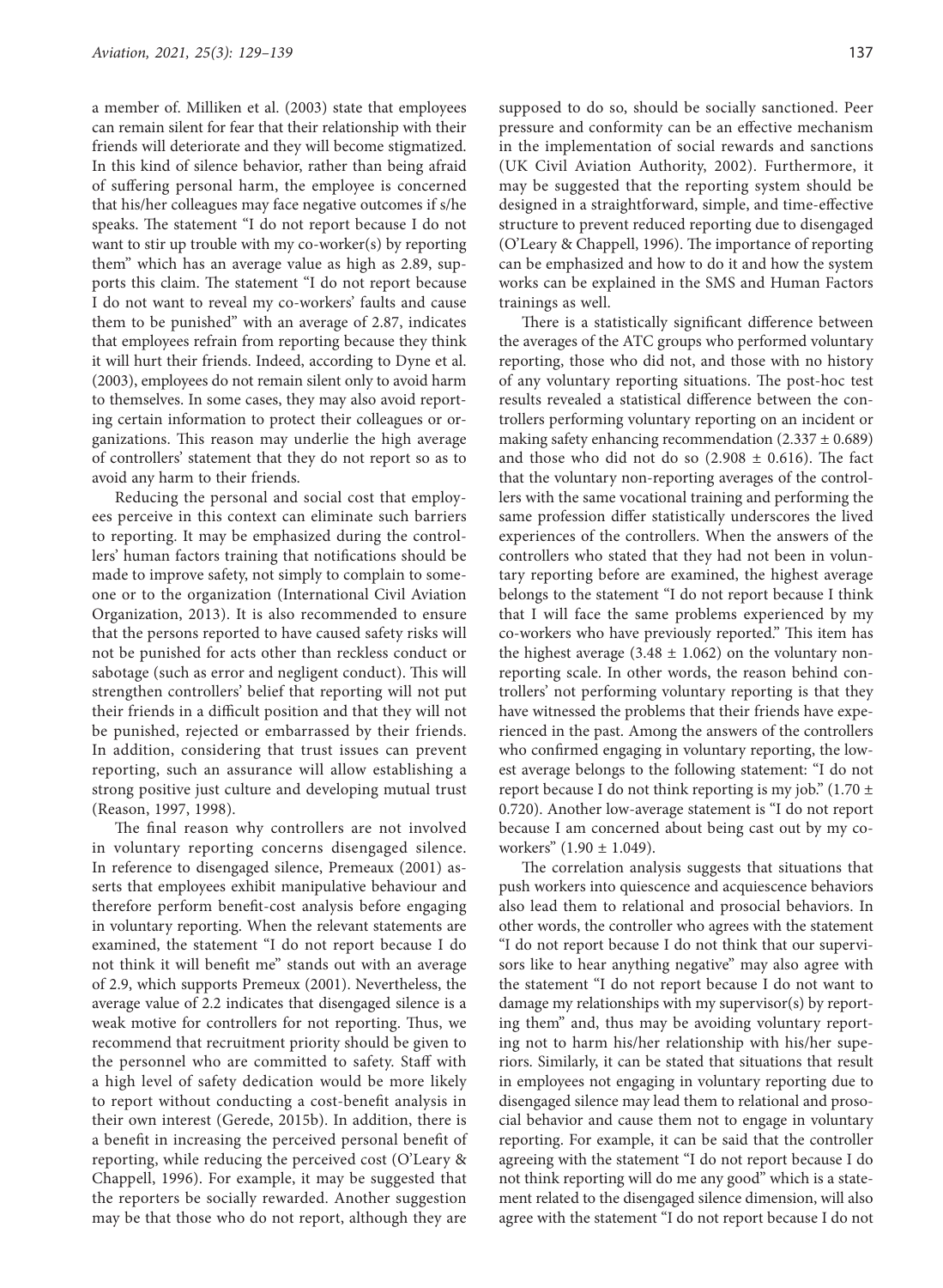a member of. Milliken et al. (2003) state that employees can remain silent for fear that their relationship with their friends will deteriorate and they will become stigmatized. In this kind of silence behavior, rather than being afraid of suffering personal harm, the employee is concerned that his/her colleagues may face negative outcomes if s/he speaks. The statement "I do not report because I do not want to stir up trouble with my co-worker(s) by reporting them" which has an average value as high as 2.89, supports this claim. The statement "I do not report because I do not want to reveal my co-workers' faults and cause them to be punished" with an average of 2.87, indicates that employees refrain from reporting because they think it will hurt their friends. Indeed, according to Dyne et al. (2003), employees do not remain silent only to avoid harm to themselves. In some cases, they may also avoid reporting certain information to protect their colleagues or organizations. This reason may underlie the high average of controllers' statement that they do not report so as to avoid any harm to their friends.

Reducing the personal and social cost that employees perceive in this context can eliminate such barriers to reporting. It may be emphasized during the controllers' human factors training that notifications should be made to improve safety, not simply to complain to someone or to the organization (International Civil Aviation Organization, 2013). It is also recommended to ensure that the persons reported to have caused safety risks will not be punished for acts other than reckless conduct or sabotage (such as error and negligent conduct). This will strengthen controllers' belief that reporting will not put their friends in a difficult position and that they will not be punished, rejected or embarrassed by their friends. In addition, considering that trust issues can prevent reporting, such an assurance will allow establishing a strong positive just culture and developing mutual trust (Reason, 1997, 1998).

The final reason why controllers are not involved in voluntary reporting concerns disengaged silence. In reference to disengaged silence, Premeaux (2001) asserts that employees exhibit manipulative behaviour and therefore perform benefit-cost analysis before engaging in voluntary reporting. When the relevant statements are examined, the statement "I do not report because I do not think it will benefit me" stands out with an average of 2.9, which supports Premeux (2001). Nevertheless, the average value of 2.2 indicates that disengaged silence is a weak motive for controllers for not reporting. Thus, we recommend that recruitment priority should be given to the personnel who are committed to safety. Staff with a high level of safety dedication would be more likely to report without conducting a cost-benefit analysis in their own interest (Gerede, 2015b). In addition, there is a benefit in increasing the perceived personal benefit of reporting, while reducing the perceived cost (O'Leary & Chappell, 1996). For example, it may be suggested that the reporters be socially rewarded. Another suggestion may be that those who do not report, although they are supposed to do so, should be socially sanctioned. Peer pressure and conformity can be an effective mechanism in the implementation of social rewards and sanctions (UK Civil Aviation Authority, 2002). Furthermore, it may be suggested that the reporting system should be designed in a straightforward, simple, and time-effective structure to prevent reduced reporting due to disengaged (O'Leary & Chappell, 1996). The importance of reporting can be emphasized and how to do it and how the system works can be explained in the SMS and Human Factors trainings as well.

There is a statistically significant difference between the averages of the ATC groups who performed voluntary reporting, those who did not, and those with no history of any voluntary reporting situations. The post-hoc test results revealed a statistical difference between the controllers performing voluntary reporting on an incident or making safety enhancing recommendation ($2.337 \pm 0.689$) and those who did not do so ($2.908 \pm 0.616$). The fact that the voluntary non-reporting averages of the controllers with the same vocational training and performing the same profession differ statistically underscores the lived experiences of the controllers. When the answers of the controllers who stated that they had not been in voluntary reporting before are examined, the highest average belongs to the statement "I do not report because I think that I will face the same problems experienced by my co-workers who have previously reported." This item has the highest average ($3.48 \pm 1.062$) on the voluntary non-reporting scale. In other words, the reason behind controllers' not performing voluntary reporting is that they have witnessed the problems that their friends have experienced in the past. Among the answers of the controllers who confirmed engaging in voluntary reporting, the lowest average belongs to the following statement: "I do not report because I do not think reporting is my job." ($1.70 \pm 0.720$). Another low-average statement is "I do not report because I am concerned about being cast out by my co-workers" ($1.90 \pm 1.049$).

The correlation analysis suggests that situations that push workers into quiescence and acquiescence behaviors also lead them to relational and prosocial behaviors. In other words, the controller who agrees with the statement "I do not report because I do not think that our supervisors like to hear anything negative" may also agree with the statement "I do not report because I do not want to damage my relationships with my supervisor(s) by reporting them" and, thus may be avoiding voluntary reporting not to harm his/her relationship with his/her superiors. Similarly, it can be stated that situations that result in employees not engaging in voluntary reporting due to disengaged silence may lead them to relational and prosocial behavior and cause them not to engage in voluntary reporting. For example, it can be said that the controller agreeing with the statement "I do not report because I do not think reporting will do me any good" which is a statement related to the disengaged silence dimension, will also agree with the statement "I do not report because I do not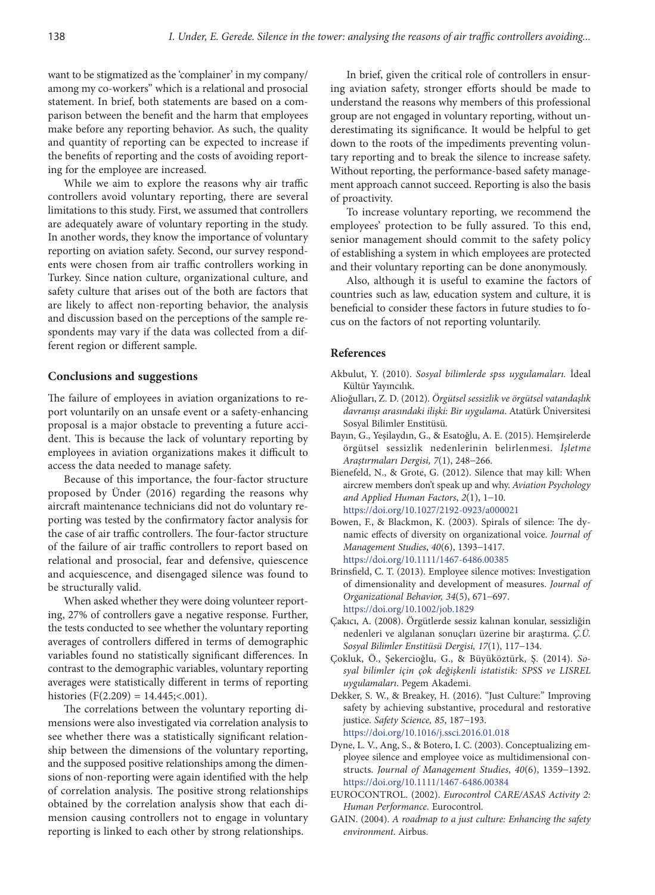want to be stigmatized as the 'complainer' in my company/ among my co-workers" which is a relational and prosocial statement. In brief, both statements are based on a comparison between the benefit and the harm that employees make before any reporting behavior. As such, the quality and quantity of reporting can be expected to increase if the benefits of reporting and the costs of avoiding reporting for the employee are increased.

While we aim to explore the reasons why air traffic controllers avoid voluntary reporting, there are several limitations to this study. First, we assumed that controllers are adequately aware of voluntary reporting in the study. In another words, they know the importance of voluntary reporting on aviation safety. Second, our survey respondents were chosen from air traffic controllers working in Turkey. Since nation culture, organizational culture, and safety culture that arises out of the both are factors that are likely to affect non-reporting behavior, the analysis and discussion based on the perceptions of the sample respondents may vary if the data was collected from a different region or different sample.

## Conclusions and suggestions

The failure of employees in aviation organizations to report voluntarily on an unsafe event or a safety-enhancing proposal is a major obstacle to preventing a future accident. This is because the lack of voluntary reporting by employees in aviation organizations makes it difficult to access the data needed to manage safety.

Because of this importance, the four-factor structure proposed by Ünder (2016) regarding the reasons why aircraft maintenance technicians did not do voluntary reporting was tested by the confirmatory factor analysis for the case of air traffic controllers. The four-factor structure of the failure of air traffic controllers to report based on relational and prosocial, fear and defensive, quiescence and acquiescence, and disengaged silence was found to be structurally valid.

When asked whether they were doing volunteer reporting, 27% of controllers gave a negative response. Further, the tests conducted to see whether the voluntary reporting averages of controllers differed in terms of demographic variables found no statistically significant differences. In contrast to the demographic variables, voluntary reporting averages were statistically different in terms of reporting histories ($F(2.209) = 14.445; <.001$).

The correlations between the voluntary reporting dimensions were also investigated via correlation analysis to see whether there was a statistically significant relationship between the dimensions of the voluntary reporting, and the supposed positive relationships among the dimensions of non-reporting were again identified with the help of correlation analysis. The positive strong relationships obtained by the correlation analysis show that each dimension causing controllers not to engage in voluntary reporting is linked to each other by strong relationships.

In brief, given the critical role of controllers in ensuring aviation safety, stronger efforts should be made to understand the reasons why members of this professional group are not engaged in voluntary reporting, without underestimating its significance. It would be helpful to get down to the roots of the impediments preventing voluntary reporting and to break the silence to increase safety. Without reporting, the performance-based safety management approach cannot succeed. Reporting is also the basis of proactivity.

To increase voluntary reporting, we recommend the employees' protection to be fully assured. To this end, senior management should commit to the safety policy of establishing a system in which employees are protected and their voluntary reporting can be done anonymously.

Also, although it is useful to examine the factors of countries such as law, education system and culture, it is beneficial to consider these factors in future studies to focus on the factors of not reporting voluntarily.

## References

Akbulut, Y. (2010). *Sosyal bilimlerde spss uygulamaları.* İdeal Kültür Yayıncılık.

Alioğulları, Z. D. (2012). *Örgütsel sessizlik ve örgütsel vatandaşlık davranışı arasındaki ilişki: Bir uygulama*. Atatürk Üniversitesi Sosyal Bilimler Enstitüsü.

Bayın, G., Yeşilaydın, G., & Esatoğlu, A. E. (2015). Hemşirelerde örgütsel sessizlik nedenlerinin belirlenmesi. *İşletme Araştırmaları Dergisi, 7*(1), 248–266.

Bienefeld, N., & Grote, G. (2012). Silence that may kill: When aircrew members don't speak up and why. *Aviation Psychology and Applied Human Factors*, *2*(1), 1–10. https://doi.org/10.1027/2192-0923/a000021

Bowen, F., & Blackmon, K. (2003). Spirals of silence: The dynamic effects of diversity on organizational voice. *Journal of Management Studies*, *40*(6), 1393–1417. https://doi.org/10.1111/1467-6486.00385

Brinsfield, C. T. (2013). Employee silence motives: Investigation of dimensionality and development of measures. *Journal of Organizational Behavior, 34*(5), 671–697. https://doi.org/10.1002/job.1829

Çakıcı, A. (2008). Örgütlerde sessiz kalınan konular, sessizliğin nedenleri ve algılanan sonuçları üzerine bir araştırma. *Ç.Ü. Sosyal Bilimler Enstitüsü Dergisi, 17*(1), 117–134.

Çokluk, Ö., Şekercioğlu, G., & Büyüköztürk, Ş. (2014). *Sosyal bilimler için çok değişkenli istatistik: SPSS ve LISREL uygulamaları*. Pegem Akademi.

Dekker, S. W., & Breakey, H. (2016). "Just Culture:" Improving safety by achieving substantive, procedural and restorative justice. *Safety Science, 85*, 187–193. https://doi.org/10.1016/j.ssci.2016.01.018

Dyne, L. V., Ang, S., & Botero, I. C. (2003). Conceptualizing employee silence and employee voice as multidimensional constructs. *Journal of Management Studies*, *40*(6), 1359–1392. https://doi.org/10.1111/1467-6486.00384

EUROCONTROL. (2002). *Eurocontrol CARE/ASAS Activity 2: Human Performance.* Eurocontrol.

GAIN. (2004). *A roadmap to a just culture: Enhancing the safety environment.* Airbus.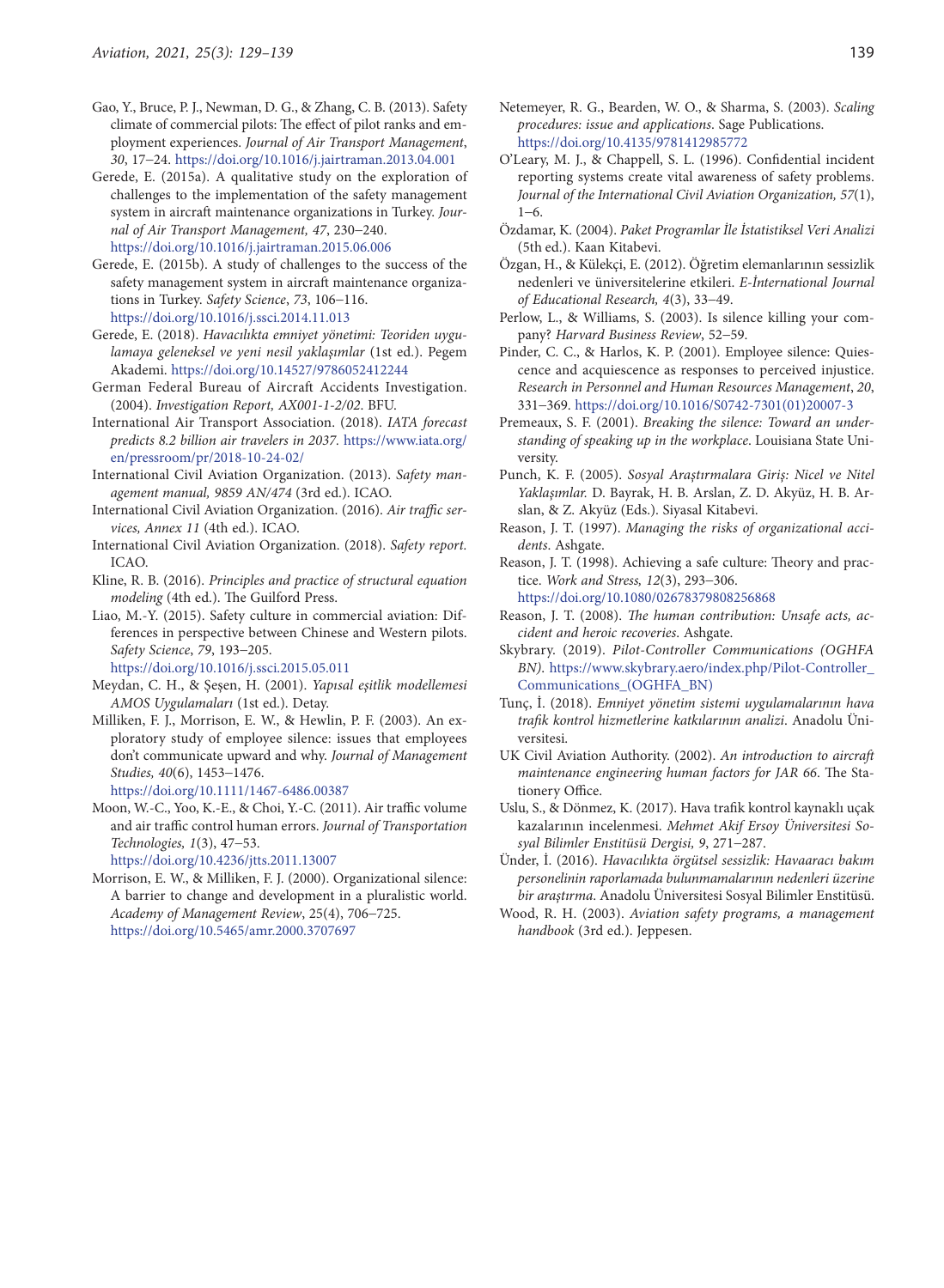Gao, Y., Bruce, P. J., Newman, D. G., & Zhang, C. B. (2013). Safety climate of commercial pilots: The effect of pilot ranks and employment experiences. *Journal of Air Transport Management*, *30*, 17–24. https://doi.org/10.1016/j.jairtraman.2013.04.001

Gerede, E. (2015a). A qualitative study on the exploration of challenges to the implementation of the safety management system in aircraft maintenance organizations in Turkey. *Journal of Air Transport Management, 47*, 230–240. https://doi.org/10.1016/j.jairtraman.2015.06.006

Gerede, E. (2015b). A study of challenges to the success of the safety management system in aircraft maintenance organizations in Turkey. *Safety Science*, *73*, 106–116. https://doi.org/10.1016/j.ssci.2014.11.013

Gerede, E. (2018). *Havacılıkta emniyet yönetimi: Teoriden uygulamaya geleneksel ve yeni nesil yaklaşımlar* (1st ed.). Pegem Akademi. https://doi.org/10.14527/9786052412244

German Federal Bureau of Aircraft Accidents Investigation. (2004). *Investigation Report, AX001-1-2/02*. BFU.

International Air Transport Association. (2018). *IATA forecast predicts 8.2 billion air travelers in 2037*. https://www.iata.org/en/pressroom/pr/2018-10-24-02/

International Civil Aviation Organization. (2013). *Safety management manual, 9859 AN/474* (3rd ed.). ICAO.

International Civil Aviation Organization. (2016). *Air traffic services, Annex 11* (4th ed.). ICAO.

International Civil Aviation Organization. (2018). *Safety report*. ICAO.

Kline, R. B. (2016). *Principles and practice of structural equation modeling* (4th ed.). The Guilford Press.

Liao, M.-Y. (2015). Safety culture in commercial aviation: Differences in perspective between Chinese and Western pilots. *Safety Science*, *79*, 193–205. https://doi.org/10.1016/j.ssci.2015.05.011

Meydan, C. H., & Şeşen, H. (2001). *Yapısal eşitlik modellemesi AMOS Uygulamaları* (1st ed.). Detay.

Milliken, F. J., Morrison, E. W., & Hewlin, P. F. (2003). An exploratory study of employee silence: issues that employees don't communicate upward and why. *Journal of Management Studies, 40*(6), 1453–1476. https://doi.org/10.1111/1467-6486.00387

Moon, W.-C., Yoo, K.-E., & Choi, Y.-C. (2011). Air traffic volume and air traffic control human errors. *Journal of Transportation Technologies, 1*(3), 47–53. https://doi.org/10.4236/jtts.2011.13007

Morrison, E. W., & Milliken, F. J. (2000). Organizational silence: A barrier to change and development in a pluralistic world. *Academy of Management Review*, 25(4), 706–725. https://doi.org/10.5465/amr.2000.3707697

Netemeyer, R. G., Bearden, W. O., & Sharma, S. (2003). *Scaling procedures: issue and applications*. Sage Publications. https://doi.org/10.4135/9781412985772

O'Leary, M. J., & Chappell, S. L. (1996). Confidential incident reporting systems create vital awareness of safety problems. *Journal of the International Civil Aviation Organization, 57*(1), 1–6.

Özdamar, K. (2004). *Paket Programlar İle İstatistiksel Veri Analizi* (5th ed.). Kaan Kitabevi.

Özgan, H., & Külekçi, E. (2012). Öğretim elemanlarının sessizlik nedenleri ve üniversitelerine etkileri. *E-İnternational Journal of Educational Research, 4*(3), 33–49.

Perlow, L., & Williams, S. (2003). Is silence killing your company? *Harvard Business Review*, 52–59.

Pinder, C. C., & Harlos, K. P. (2001). Employee silence: Quiescence and acquiescence as responses to perceived injustice. *Research in Personnel and Human Resources Management*, *20*, 331–369. https://doi.org/10.1016/S0742-7301(01)20007-3

Premeaux, S. F. (2001). *Breaking the silence: Toward an understanding of speaking up in the workplace*. Louisiana State University.

Punch, K. F. (2005). *Sosyal Araştırmalara Giriş: Nicel ve Nitel Yaklaşımlar.* D. Bayrak, H. B. Arslan, Z. D. Akyüz, H. B. Arslan, & Z. Akyüz (Eds.). Siyasal Kitabevi.

Reason, J. T. (1997). *Managing the risks of organizational accidents*. Ashgate.

Reason, J. T. (1998). Achieving a safe culture: Theory and practice. *Work and Stress, 12*(3), 293–306. https://doi.org/10.1080/02678379808256868

Reason, J. T. (2008). *The human contribution: Unsafe acts, accident and heroic recoveries*. Ashgate.

Skybrary. (2019). *Pilot-Controller Communications (OGHFA BN)*. https://www.skybrary.aero/index.php/Pilot-Controller_Communications_(OGHFA_BN)

Tunç, İ. (2018). *Emniyet yönetim sistemi uygulamalarının hava trafik kontrol hizmetlerine katkılarının analizi*. Anadolu Üniversitesi.

UK Civil Aviation Authority. (2002). *An introduction to aircraft maintenance engineering human factors for JAR 66*. The Stationery Office.

Uslu, S., & Dönmez, K. (2017). Hava trafik kontrol kaynaklı uçak kazalarının incelenmesi. *Mehmet Akif Ersoy Üniversitesi Sosyal Bilimler Enstitüsü Dergisi, 9*, 271–287.

Ünder, İ. (2016). *Havacılıkta örgütsel sessizlik: Havaaracı bakım personelinin raporlamada bulunmamalarının nedenleri üzerine bir araştırma*. Anadolu Üniversitesi Sosyal Bilimler Enstitüsü.

Wood, R. H. (2003). *Aviation safety programs, a management handbook* (3rd ed.). Jeppesen.